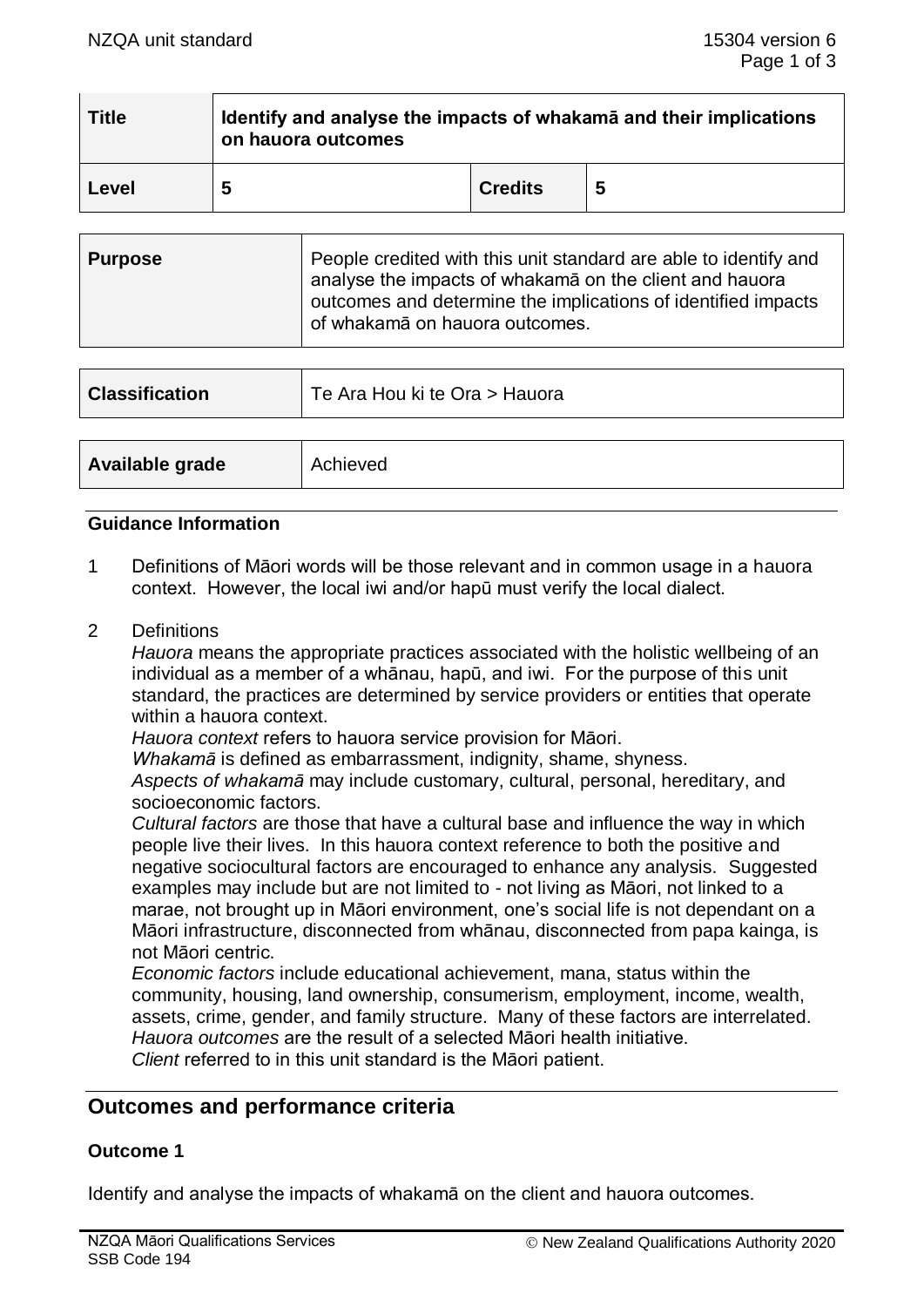| Title | Identify and analyse the impacts of whakamā and their implications on hauora outcomes | | |
|---|---|---|---|
| Level | 5 | Credits | 5 |

| Purpose | People credited with this unit standard are able to identify and analyse the impacts of whakamā on the client and hauora outcomes and determine the implications of identified impacts of whakamā on hauora outcomes. |
|---|---|

| Classification | Te Ara Hou ki te Ora > Hauora |
|---|---|

| Available grade | Achieved |
|---|---|

**Guidance Information**

1 Definitions of Māori words will be those relevant and in common usage in a hauora context. However, the local iwi and/or hapū must verify the local dialect.

2 Definitions

*Hauora* means the appropriate practices associated with the holistic wellbeing of an individual as a member of a whānau, hapū, and iwi. For the purpose of this unit standard, the practices are determined by service providers or entities that operate within a hauora context.

*Hauora context* refers to hauora service provision for Māori.

*Whakamā* is defined as embarrassment, indignity, shame, shyness.

*Aspects of whakamā* may include customary, cultural, personal, hereditary, and socioeconomic factors.

*Cultural factors* are those that have a cultural base and influence the way in which people live their lives. In this hauora context reference to both the positive and negative sociocultural factors are encouraged to enhance any analysis. Suggested examples may include but are not limited to - not living as Māori, not linked to a marae, not brought up in Māori environment, one's social life is not dependant on a Māori infrastructure, disconnected from whānau, disconnected from papa kainga, is not Māori centric.

*Economic factors* include educational achievement, mana, status within the community, housing, land ownership, consumerism, employment, income, wealth, assets, crime, gender, and family structure. Many of these factors are interrelated.

*Hauora outcomes* are the result of a selected Māori health initiative.

*Client* referred to in this unit standard is the Māori patient.

## Outcomes and performance criteria

### Outcome 1

Identify and analyse the impacts of whakamā on the client and hauora outcomes.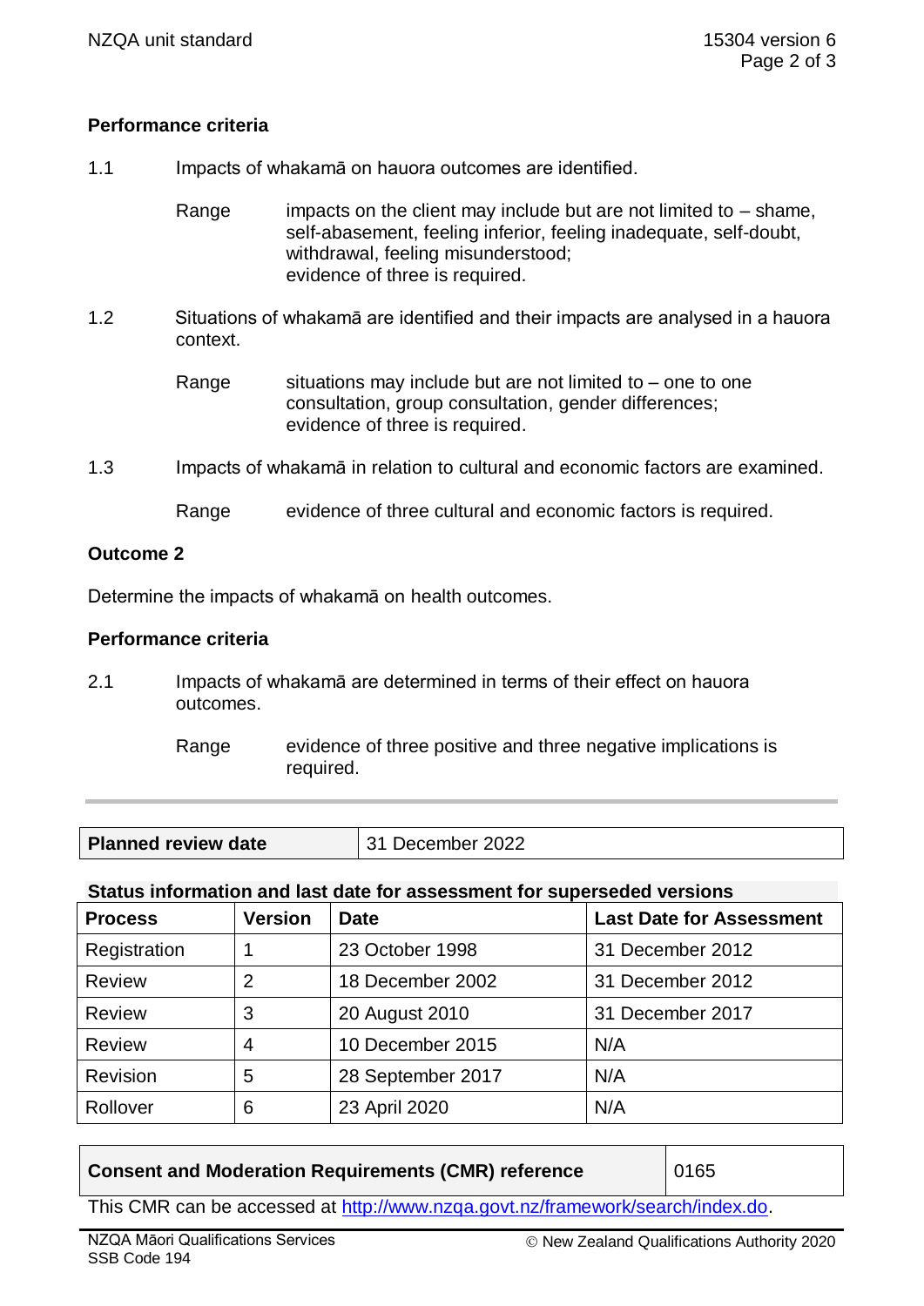### Performance criteria

1.1 Impacts of whakamā on hauora outcomes are identified.

Range: impacts on the client may include but are not limited to – shame, self-abasement, feeling inferior, feeling inadequate, self-doubt, withdrawal, feeling misunderstood;
evidence of three is required.

1.2 Situations of whakamā are identified and their impacts are analysed in a hauora context.

Range: situations may include but are not limited to – one to one consultation, group consultation, gender differences;
evidence of three is required.

1.3 Impacts of whakamā in relation to cultural and economic factors are examined.

Range: evidence of three cultural and economic factors is required.

## Outcome 2

Determine the impacts of whakamā on health outcomes.

### Performance criteria

2.1 Impacts of whakamā are determined in terms of their effect on hauora outcomes.

Range: evidence of three positive and three negative implications is required.

| **Planned review date** | 31 December 2022 |
|---|---|

**Status information and last date for assessment for superseded versions**

| Process | Version | Date | Last Date for Assessment |
|---|---|---|---|
| Registration | 1 | 23 October 1998 | 31 December 2012 |
| Review | 2 | 18 December 2002 | 31 December 2012 |
| Review | 3 | 20 August 2010 | 31 December 2017 |
| Review | 4 | 10 December 2015 | N/A |
| Revision | 5 | 28 September 2017 | N/A |
| Rollover | 6 | 23 April 2020 | N/A |

| **Consent and Moderation Requirements (CMR) reference** | 0165 |
|---|---|

This CMR can be accessed at http://www.nzqa.govt.nz/framework/search/index.do.

NZQA Māori Qualifications Services
SSB Code 194

© New Zealand Qualifications Authority 2020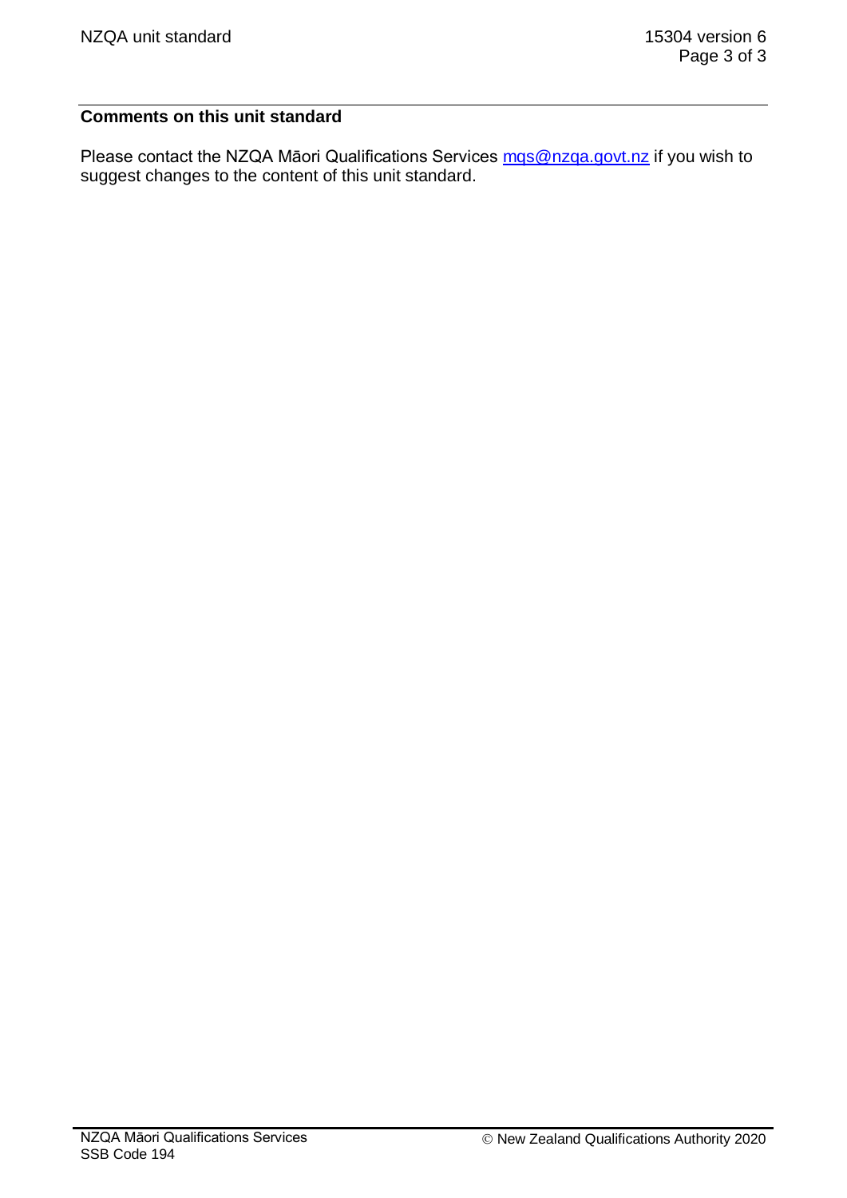## Comments on this unit standard

Please contact the NZQA Māori Qualifications Services [mqs@nzqa.govt.nz](mailto:mqs@nzqa.govt.nz) if you wish to suggest changes to the content of this unit standard.